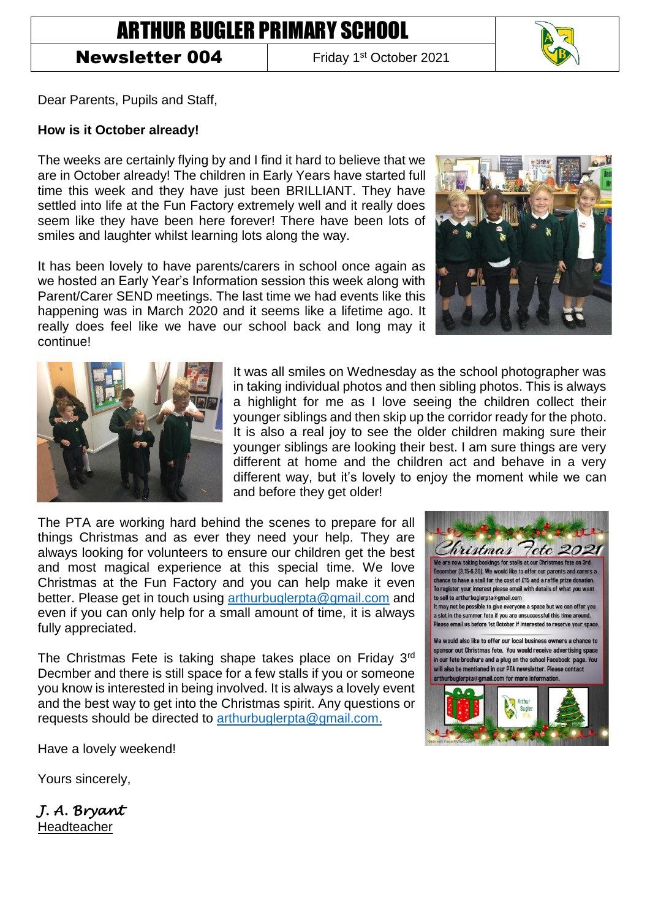# ARTHUR BUGLER PRIMARY SCHOOL

**Newsletter 004** | Friday 1st October 2021

Dear Parents, Pupils and Staff,

**How is it October already!**

The weeks are certainly flying by and I find it hard to believe that we are in October already! The children in Early Years have started full time this week and they have just been BRILLIANT. They have settled into life at the Fun Factory extremely well and it really does seem like they have been here forever! There have been lots of smiles and laughter whilst learning lots along the way.

It has been lovely to have parents/carers in school once again as we hosted an Early Year's Information session this week along with Parent/Carer SEND meetings. The last time we had events like this happening was in March 2020 and it seems like a lifetime ago. It really does feel like we have our school back and long may it continue!

It was all smiles on Wednesday as the school photographer was in taking individual photos and then sibling photos. This is always a highlight for me as I love seeing the children collect their younger siblings and then skip up the corridor ready for the photo. It is also a real joy to see the older children making sure their younger siblings are looking their best. I am sure things are very different at home and the children act and behave in a very different way, but it's lovely to enjoy the moment while we can and before they get older!

The PTA are working hard behind the scenes to prepare for all things Christmas and as ever they need your help. They are always looking for volunteers to ensure our children get the best and most magical experience at this special time. We love Christmas at the Fun Factory and you can help make it even better. Please get in touch using arthurbuglerpta@gmail.com and even if you can only help for a small amount of time, it is always fully appreciated.

The Christmas Fete is taking shape takes place on Friday 3rd Decmber and there is still space for a few stalls if you or someone you know is interested in being involved. It is always a lovely event and the best way to get into the Christmas spirit. Any questions or requests should be directed to arthurbuglerpta@gmail.com.

**Christmas Fete 2021**

We are now taking bookings for stalls at our Christmas fete on 3rd December (3.15-6.30). We would like to offer our parents and carers a chance to have a stall for the cost of £15 and a raffle prize donation. To register your interest please email with details of what you want to sell to arthurbuglerpta@gmail.com

It may not be possible to give everyone a space but we can offer you a slot in the summer fete if you are unsuccessful this time around. Please email us before 1st October if interested to reserve your space.

We would also like to offer our local business owners a chance to sponsor out Christmas fete. You would receive advertising space in our fete brochure and a plug on the school Facebook page. You will also be mentioned in our PTA newsletter. Please contact arthurbuglerpta@gmail.com for more information.

Have a lovely weekend!

Yours sincerely,

*J. A. Bryant*
Headteacher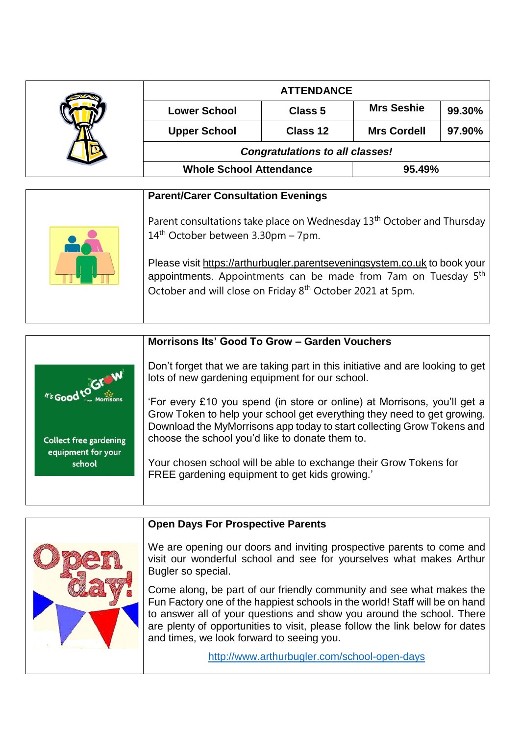| ATTENDANCE | | | |
|---|---|---|---|
| Lower School | Class 5 | Mrs Seshie | 99.30% |
| Upper School | Class 12 | Mrs Cordell | 97.90% |
| *Congratulations to all classes!* | | | |
| Whole School Attendance | | 95.49% | |

## Parent/Carer Consultation Evenings

Parent consultations take place on Wednesday 13th October and Thursday 14th October between 3.30pm – 7pm.

Please visit https://arthurbugler.parentseveningsystem.co.uk to book your appointments. Appointments can be made from 7am on Tuesday 5th October and will close on Friday 8th October 2021 at 5pm.

## Morrisons Its' Good To Grow – Garden Vouchers

It's Good to Grow from Morrisons

Collect free gardening equipment for your school

Don't forget that we are taking part in this initiative and are looking to get lots of new gardening equipment for our school.

'For every £10 you spend (in store or online) at Morrisons, you'll get a Grow Token to help your school get everything they need to get growing. Download the MyMorrisons app today to start collecting Grow Tokens and choose the school you'd like to donate them to.

Your chosen school will be able to exchange their Grow Tokens for FREE gardening equipment to get kids growing.'

## Open Days For Prospective Parents

Open day!

We are opening our doors and inviting prospective parents to come and visit our wonderful school and see for yourselves what makes Arthur Bugler so special.

Come along, be part of our friendly community and see what makes the Fun Factory one of the happiest schools in the world! Staff will be on hand to answer all of your questions and show you around the school. There are plenty of opportunities to visit, please follow the link below for dates and times, we look forward to seeing you.

http://www.arthurbugler.com/school-open-days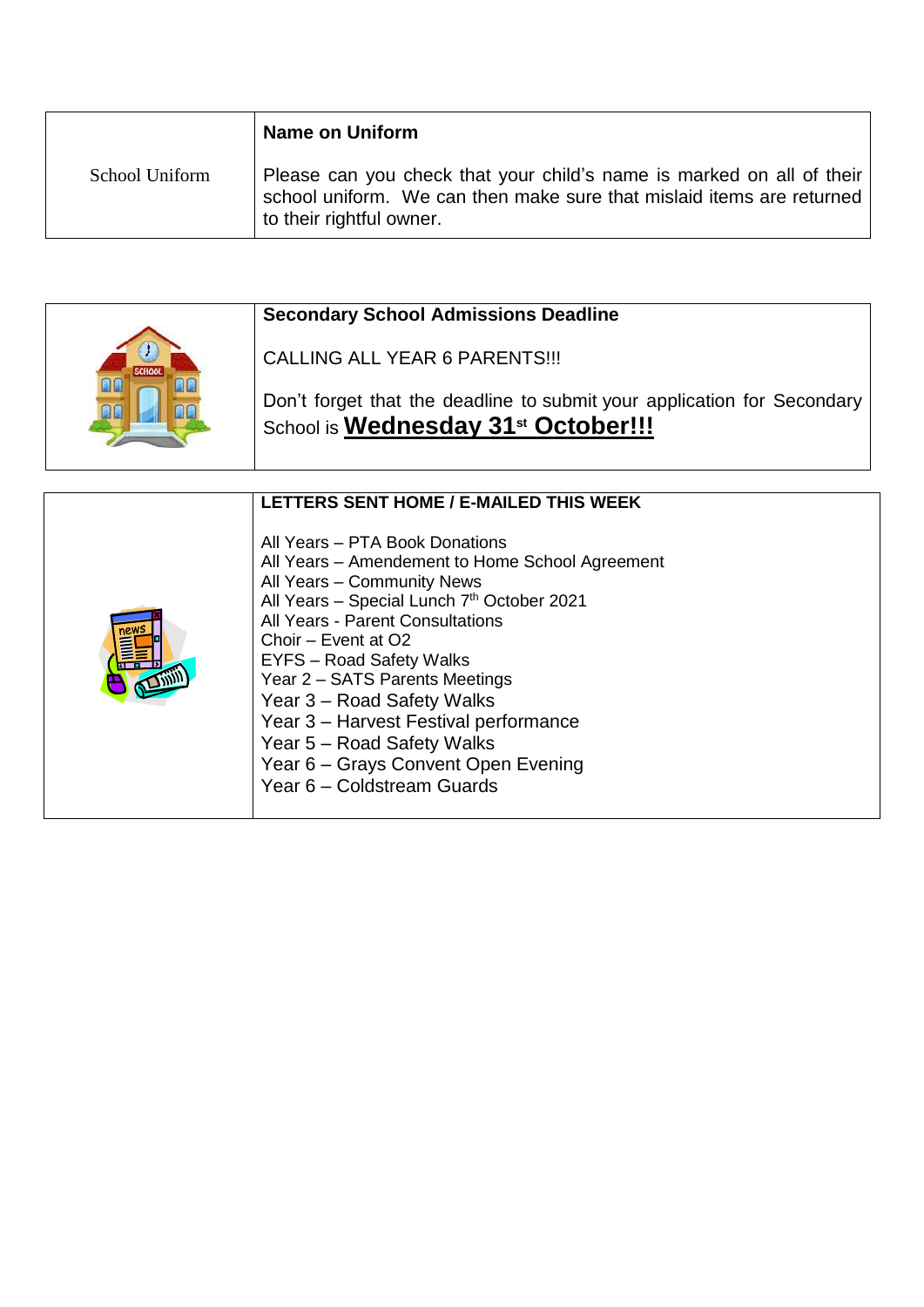| School Uniform | **Name on Uniform**<br><br>Please can you check that your child's name is marked on all of their school uniform. We can then make sure that mislaid items are returned to their rightful owner. |
| --- | --- |

| | **Secondary School Admissions Deadline**<br><br>CALLING ALL YEAR 6 PARENTS!!!<br><br>Don't forget that the deadline to submit your application for Secondary School is **Wednesday 31st October!!!** |
| --- | --- |

| | **LETTERS SENT HOME / E-MAILED THIS WEEK**<br><br>All Years – PTA Book Donations<br>All Years – Amendement to Home School Agreement<br>All Years – Community News<br>All Years – Special Lunch 7th October 2021<br>All Years - Parent Consultations<br>Choir – Event at O2<br>EYFS – Road Safety Walks<br>Year 2 – SATS Parents Meetings<br>Year 3 – Road Safety Walks<br>Year 3 – Harvest Festival performance<br>Year 5 – Road Safety Walks<br>Year 6 – Grays Convent Open Evening<br>Year 6 – Coldstream Guards |
| --- | --- |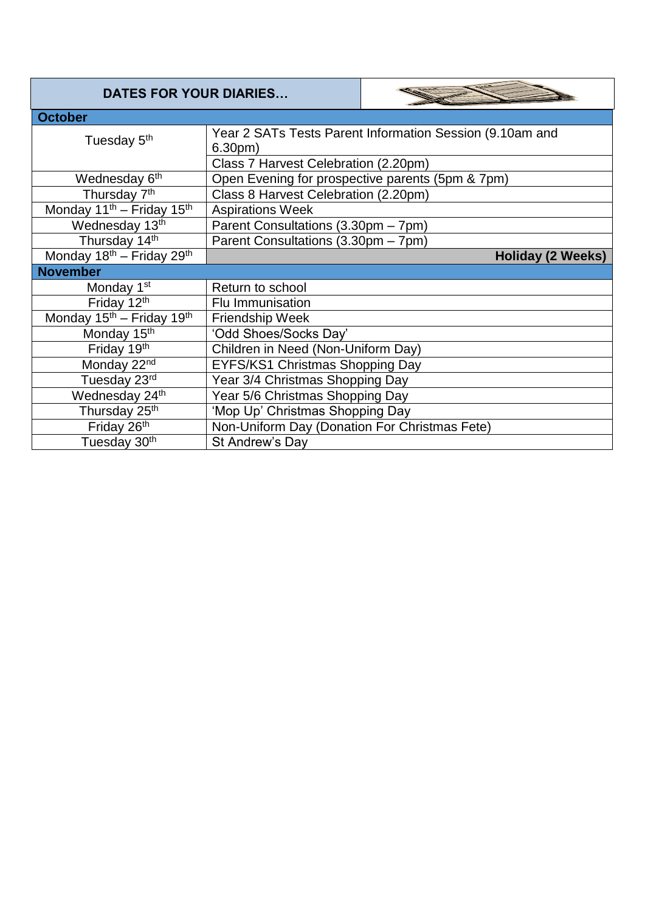| DATES FOR YOUR DIARIES… | |
|---|---|
| **October** | |
| Tuesday 5th | Year 2 SATs Tests Parent Information Session (9.10am and 6.30pm) |
| | Class 7 Harvest Celebration (2.20pm) |
| Wednesday 6th | Open Evening for prospective parents (5pm & 7pm) |
| Thursday 7th | Class 8 Harvest Celebration (2.20pm) |
| Monday 11th – Friday 15th | Aspirations Week |
| Wednesday 13th | Parent Consultations (3.30pm – 7pm) |
| Thursday 14th | Parent Consultations (3.30pm – 7pm) |
| Monday 18th – Friday 29th | **Holiday (2 Weeks)** |
| **November** | |
| Monday 1st | Return to school |
| Friday 12th | Flu Immunisation |
| Monday 15th – Friday 19th | Friendship Week |
| Monday 15th | 'Odd Shoes/Socks Day' |
| Friday 19th | Children in Need (Non-Uniform Day) |
| Monday 22nd | EYFS/KS1 Christmas Shopping Day |
| Tuesday 23rd | Year 3/4 Christmas Shopping Day |
| Wednesday 24th | Year 5/6 Christmas Shopping Day |
| Thursday 25th | 'Mop Up' Christmas Shopping Day |
| Friday 26th | Non-Uniform Day (Donation For Christmas Fete) |
| Tuesday 30th | St Andrew's Day |